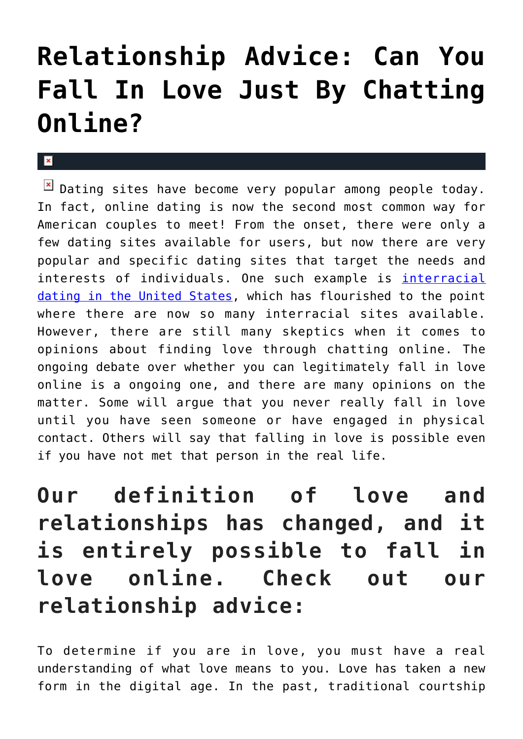# Relationship Advice: Can You Fall In Love Just By Chatting Online?

Dating sites have become very popular among people today. In fact, online dating is now the second most common way for American couples to meet! From the onset, there were only a few dating sites available for users, but now there are very popular and specific dating sites that target the needs and interests of individuals. One such example is [interracial dating in the United States](), which has flourished to the point where there are now so many interracial sites available. However, there are still many skeptics when it comes to opinions about finding love through chatting online. The ongoing debate over whether you can legitimately fall in love online is a ongoing one, and there are many opinions on the matter. Some will argue that you never really fall in love until you have seen someone or have engaged in physical contact. Others will say that falling in love is possible even if you have not met that person in the real life.

## Our definition of love and relationships has changed, and it is entirely possible to fall in love online. Check out our relationship advice:

To determine if you are in love, you must have a real understanding of what love means to you. Love has taken a new form in the digital age. In the past, traditional courtship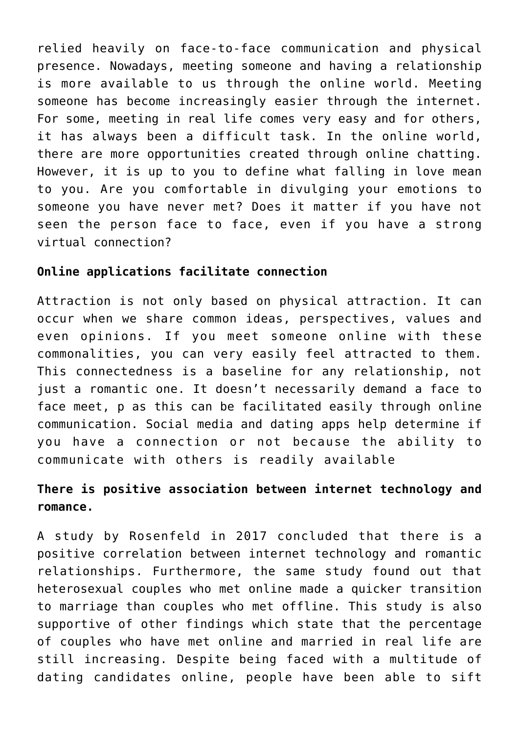relied heavily on face-to-face communication and physical presence. Nowadays, meeting someone and having a relationship is more available to us through the online world. Meeting someone has become increasingly easier through the internet. For some, meeting in real life comes very easy and for others, it has always been a difficult task. In the online world, there are more opportunities created through online chatting. However, it is up to you to define what falling in love mean to you. Are you comfortable in divulging your emotions to someone you have never met? Does it matter if you have not seen the person face to face, even if you have a strong virtual connection?

**Online applications facilitate connection**

Attraction is not only based on physical attraction. It can occur when we share common ideas, perspectives, values and even opinions. If you meet someone online with these commonalities, you can very easily feel attracted to them. This connectedness is a baseline for any relationship, not just a romantic one. It doesn't necessarily demand a face to face meet, p as this can be facilitated easily through online communication. Social media and dating apps help determine if you have a connection or not because the ability to communicate with others is readily available

**There is positive association between internet technology and romance.**

A study by Rosenfeld in 2017 concluded that there is a positive correlation between internet technology and romantic relationships. Furthermore, the same study found out that heterosexual couples who met online made a quicker transition to marriage than couples who met offline. This study is also supportive of other findings which state that the percentage of couples who have met online and married in real life are still increasing. Despite being faced with a multitude of dating candidates online, people have been able to sift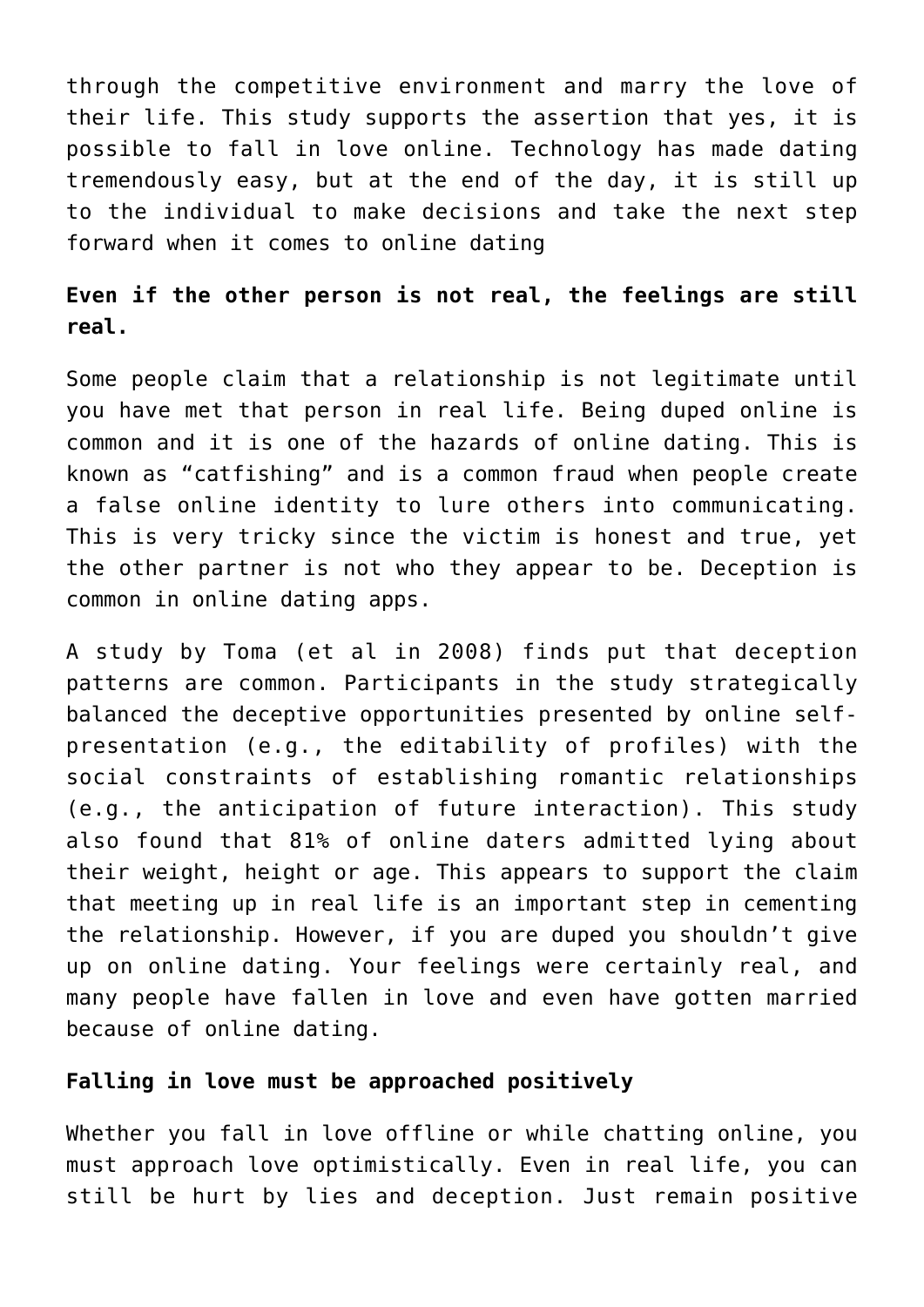through the competitive environment and marry the love of their life. This study supports the assertion that yes, it is possible to fall in love online. Technology has made dating tremendously easy, but at the end of the day, it is still up to the individual to make decisions and take the next step forward when it comes to online dating

**Even if the other person is not real, the feelings are still real.**

Some people claim that a relationship is not legitimate until you have met that person in real life. Being duped online is common and it is one of the hazards of online dating. This is known as "catfishing" and is a common fraud when people create a false online identity to lure others into communicating. This is very tricky since the victim is honest and true, yet the other partner is not who they appear to be. Deception is common in online dating apps.

A study by Toma (et al in 2008) finds put that deception patterns are common. Participants in the study strategically balanced the deceptive opportunities presented by online self-presentation (e.g., the editability of profiles) with the social constraints of establishing romantic relationships (e.g., the anticipation of future interaction). This study also found that 81% of online daters admitted lying about their weight, height or age. This appears to support the claim that meeting up in real life is an important step in cementing the relationship. However, if you are duped you shouldn't give up on online dating. Your feelings were certainly real, and many people have fallen in love and even have gotten married because of online dating.

**Falling in love must be approached positively**

Whether you fall in love offline or while chatting online, you must approach love optimistically. Even in real life, you can still be hurt by lies and deception. Just remain positive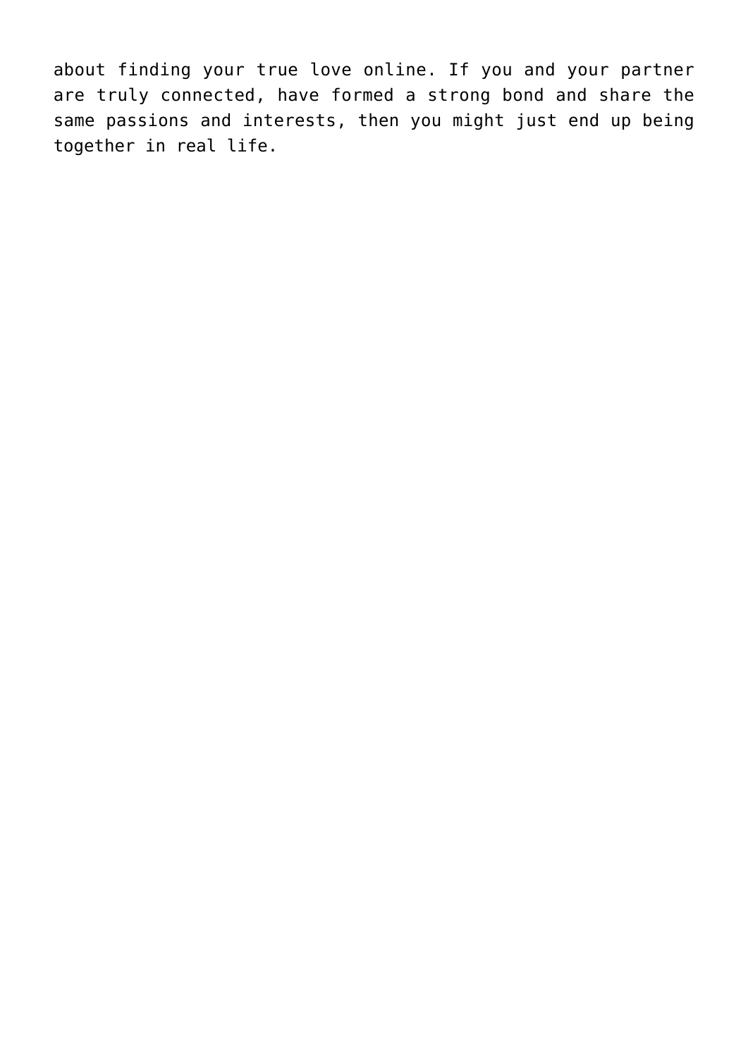about finding your true love online. If you and your partner are truly connected, have formed a strong bond and share the same passions and interests, then you might just end up being together in real life.